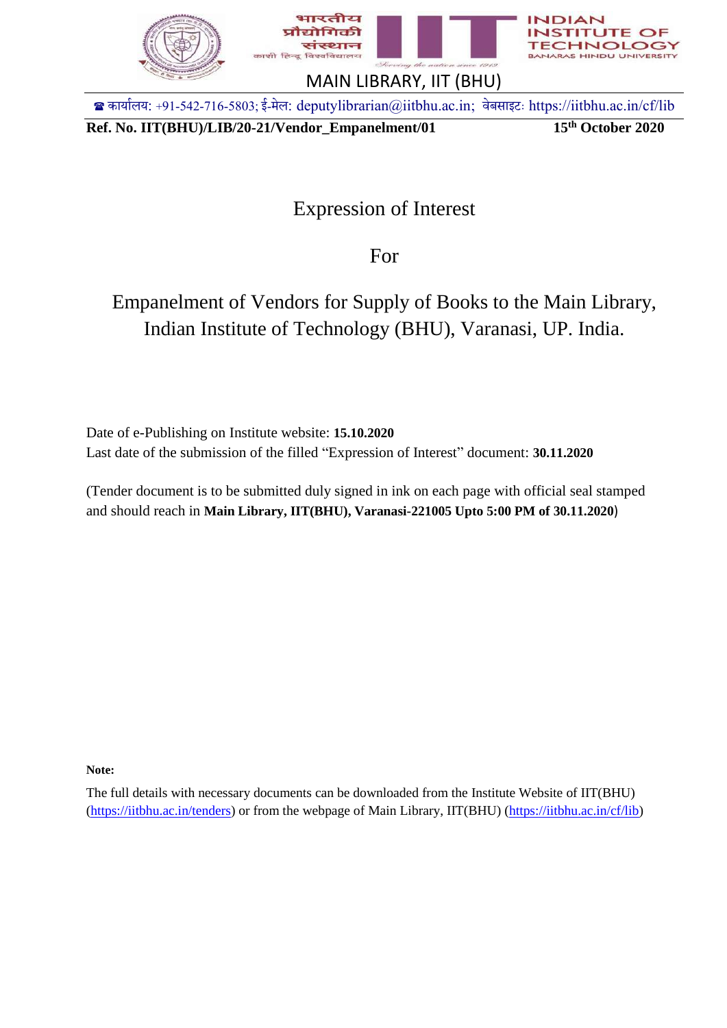भारतीय प्रौद्योगिकी संस्थान (काशी हिन्दू विश्वविद्यालय)

INDIAN INSTITUTE OF TECHNOLOGY (BANARAS HINDU UNIVERSITY)

MAIN LIBRARY, IIT (BHU)

☎ कार्यालय: +91-542-716-5803; ई-मेल: deputylibrarian@iitbhu.ac.in; वेबसाइट: https://iitbhu.ac.in/cf/lib

**Ref. No. IIT(BHU)/LIB/20-21/Vendor_Empanelment/01** **15th October 2020**

# Expression of Interest

# For

# Empanelment of Vendors for Supply of Books to the Main Library, Indian Institute of Technology (BHU), Varanasi, UP. India.

Date of e-Publishing on Institute website: **15.10.2020**
Last date of the submission of the filled "Expression of Interest" document: **30.11.2020**

(Tender document is to be submitted duly signed in ink on each page with official seal stamped and should reach in **Main Library, IIT(BHU), Varanasi-221005 Upto 5:00 PM of 30.11.2020**)

**Note:**

The full details with necessary documents can be downloaded from the Institute Website of IIT(BHU) (https://iitbhu.ac.in/tenders) or from the webpage of Main Library, IIT(BHU) (https://iitbhu.ac.in/cf/lib)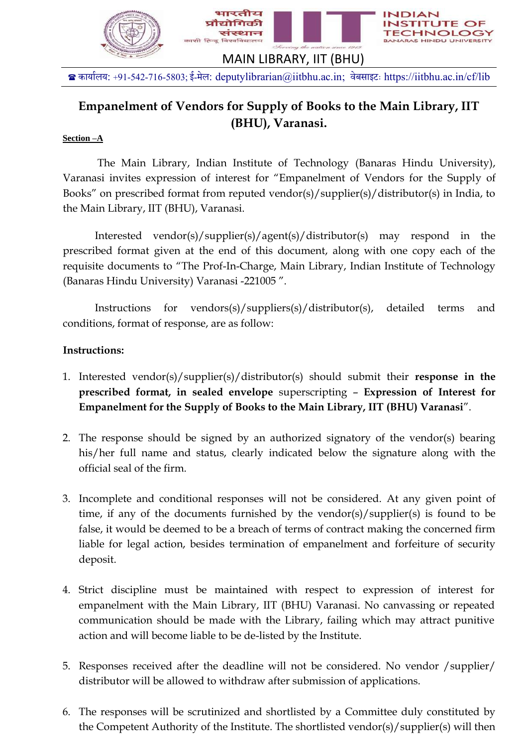MAIN LIBRARY, IIT (BHU)

☎ कार्यालय: +91-542-716-5803; ई-मेल: deputylibrarian@iitbhu.ac.in; वेबसाइट: https://iitbhu.ac.in/cf/lib

# Empanelment of Vendors for Supply of Books to the Main Library, IIT (BHU), Varanasi.

**Section –A**

The Main Library, Indian Institute of Technology (Banaras Hindu University), Varanasi invites expression of interest for "Empanelment of Vendors for the Supply of Books" on prescribed format from reputed vendor(s)/supplier(s)/distributor(s) in India, to the Main Library, IIT (BHU), Varanasi.

Interested vendor(s)/supplier(s)/agent(s)/distributor(s) may respond in the prescribed format given at the end of this document, along with one copy each of the requisite documents to "The Prof-In-Charge, Main Library, Indian Institute of Technology (Banaras Hindu University) Varanasi -221005 ".

Instructions for vendors(s)/suppliers(s)/distributor(s), detailed terms and conditions, format of response, are as follow:

**Instructions:**

1. Interested vendor(s)/supplier(s)/distributor(s) should submit their **response in the prescribed format, in sealed envelope** superscripting – **Expression of Interest for Empanelment for the Supply of Books to the Main Library, IIT (BHU) Varanasi**".

2. The response should be signed by an authorized signatory of the vendor(s) bearing his/her full name and status, clearly indicated below the signature along with the official seal of the firm.

3. Incomplete and conditional responses will not be considered. At any given point of time, if any of the documents furnished by the vendor(s)/supplier(s) is found to be false, it would be deemed to be a breach of terms of contract making the concerned firm liable for legal action, besides termination of empanelment and forfeiture of security deposit.

4. Strict discipline must be maintained with respect to expression of interest for empanelment with the Main Library, IIT (BHU) Varanasi. No canvassing or repeated communication should be made with the Library, failing which may attract punitive action and will become liable to be de-listed by the Institute.

5. Responses received after the deadline will not be considered. No vendor /supplier/ distributor will be allowed to withdraw after submission of applications.

6. The responses will be scrutinized and shortlisted by a Committee duly constituted by the Competent Authority of the Institute. The shortlisted vendor(s)/supplier(s) will then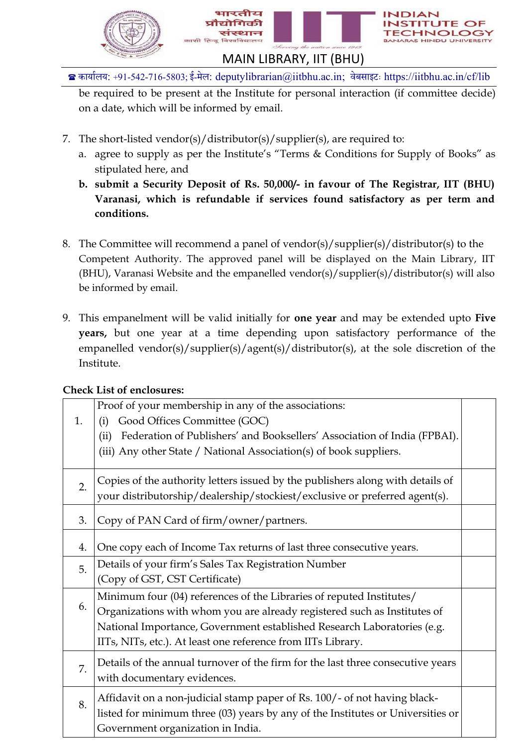be required to be present at the Institute for personal interaction (if committee decide) on a date, which will be informed by email.

7. The short-listed vendor(s)/distributor(s)/supplier(s), are required to:
   a. agree to supply as per the Institute's "Terms & Conditions for Supply of Books" as stipulated here, and
   b. **submit a Security Deposit of Rs. 50,000/- in favour of The Registrar, IIT (BHU) Varanasi, which is refundable if services found satisfactory as per term and conditions.**

8. The Committee will recommend a panel of vendor(s)/supplier(s)/distributor(s) to the Competent Authority. The approved panel will be displayed on the Main Library, IIT (BHU), Varanasi Website and the empanelled vendor(s)/supplier(s)/distributor(s) will also be informed by email.

9. This empanelment will be valid initially for **one year** and may be extended upto **Five years,** but one year at a time depending upon satisfactory performance of the empanelled vendor(s)/supplier(s)/agent(s)/distributor(s), at the sole discretion of the Institute.

**Check List of enclosures:**

| | | |
|---|---|---|
| 1. | Proof of your membership in any of the associations:<br>(i) Good Offices Committee (GOC)<br>(ii) Federation of Publishers' and Booksellers' Association of India (FPBAI).<br>(iii) Any other State / National Association(s) of book suppliers. | |
| 2. | Copies of the authority letters issued by the publishers along with details of your distributorship/dealership/stockiest/exclusive or preferred agent(s). | |
| 3. | Copy of PAN Card of firm/owner/partners. | |
| 4. | One copy each of Income Tax returns of last three consecutive years. | |
| 5. | Details of your firm's Sales Tax Registration Number<br>(Copy of GST, CST Certificate) | |
| 6. | Minimum four (04) references of the Libraries of reputed Institutes/ Organizations with whom you are already registered such as Institutes of National Importance, Government established Research Laboratories (e.g. IITs, NITs, etc.). At least one reference from IITs Library. | |
| 7. | Details of the annual turnover of the firm for the last three consecutive years with documentary evidences. | |
| 8. | Affidavit on a non-judicial stamp paper of Rs. 100/- of not having black-listed for minimum three (03) years by any of the Institutes or Universities or Government organization in India. | |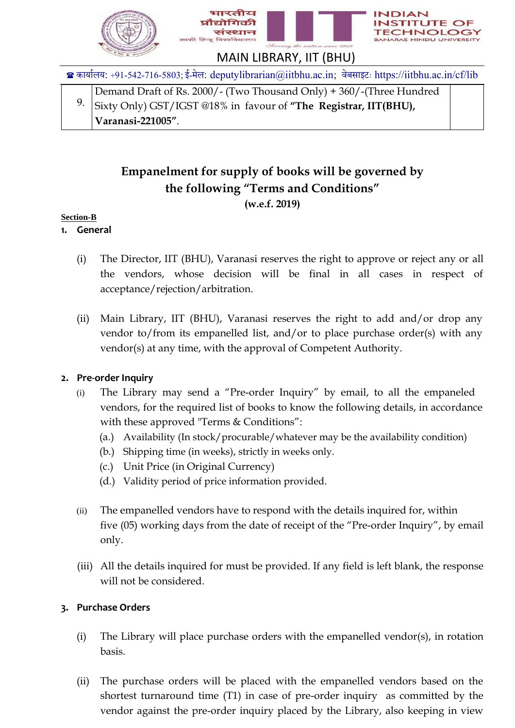| 9. | Demand Draft of Rs. 2000/- (Two Thousand Only) + 360/-(Three Hundred Sixty Only) GST/IGST @18% in favour of **"The Registrar, IIT(BHU), Varanasi-221005"**. | |
|---|---|---|

## Empanelment for supply of books will be governed by the following "Terms and Conditions"

**(w.e.f. 2019)**

**Section-B**

### 1. General

(i) The Director, IIT (BHU), Varanasi reserves the right to approve or reject any or all the vendors, whose decision will be final in all cases in respect of acceptance/rejection/arbitration.

(ii) Main Library, IIT (BHU), Varanasi reserves the right to add and/or drop any vendor to/from its empanelled list, and/or to place purchase order(s) with any vendor(s) at any time, with the approval of Competent Authority.

### 2. Pre-order Inquiry

(i) The Library may send a "Pre-order Inquiry" by email, to all the empaneled vendors, for the required list of books to know the following details, in accordance with these approved "Terms & Conditions":

- (a.) Availability (In stock/procurable/whatever may be the availability condition)
- (b.) Shipping time (in weeks), strictly in weeks only.
- (c.) Unit Price (in Original Currency)
- (d.) Validity period of price information provided.

(ii) The empanelled vendors have to respond with the details inquired for, within five (05) working days from the date of receipt of the "Pre-order Inquiry", by email only.

(iii) All the details inquired for must be provided. If any field is left blank, the response will not be considered.

### 3. Purchase Orders

(i) The Library will place purchase orders with the empanelled vendor(s), in rotation basis.

(ii) The purchase orders will be placed with the empanelled vendors based on the shortest turnaround time (T1) in case of pre-order inquiry as committed by the vendor against the pre-order inquiry placed by the Library, also keeping in view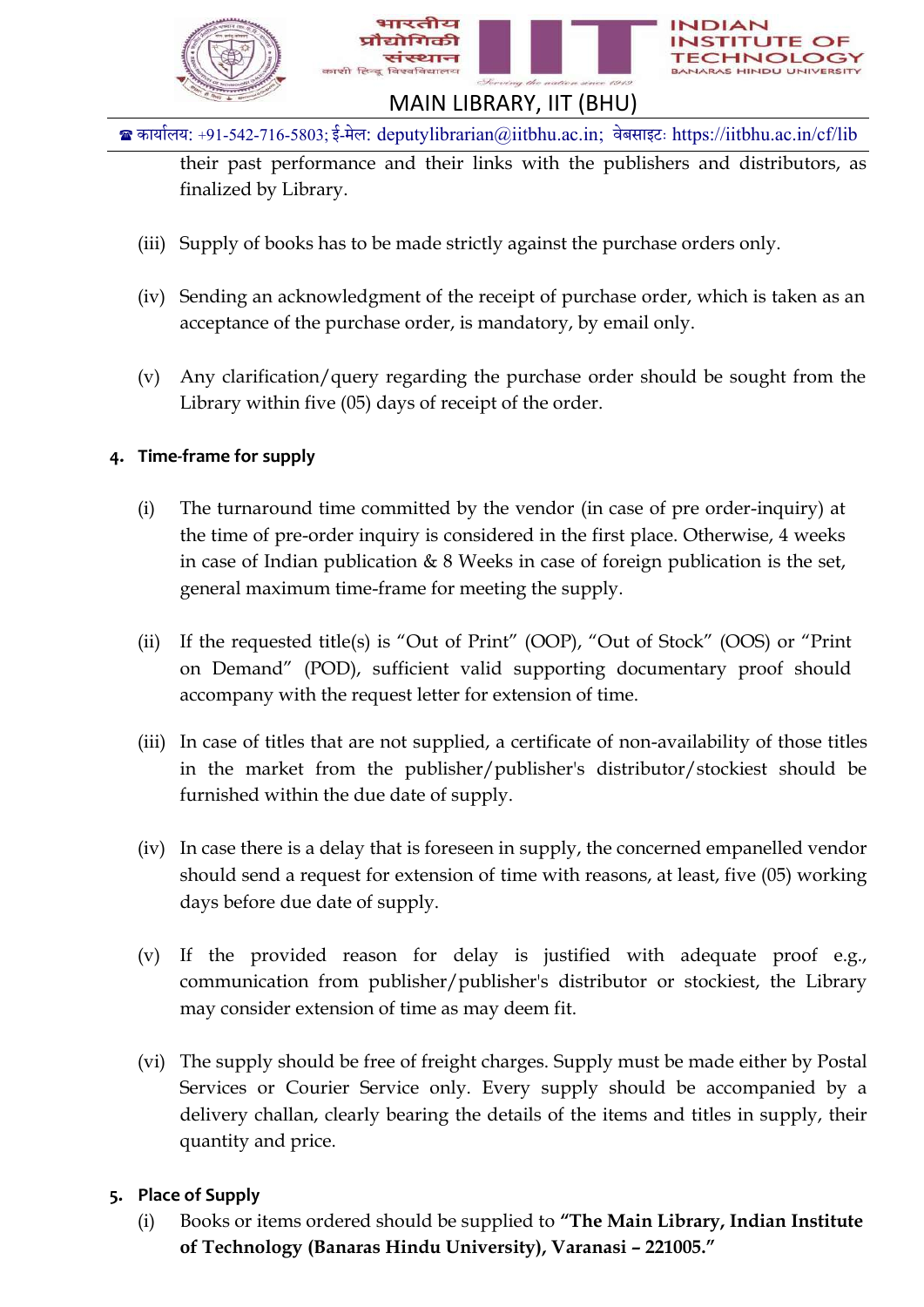their past performance and their links with the publishers and distributors, as finalized by Library.

(iii) Supply of books has to be made strictly against the purchase orders only.

(iv) Sending an acknowledgment of the receipt of purchase order, which is taken as an acceptance of the purchase order, is mandatory, by email only.

(v) Any clarification/query regarding the purchase order should be sought from the Library within five (05) days of receipt of the order.

## 4. Time-frame for supply

(i) The turnaround time committed by the vendor (in case of pre order-inquiry) at the time of pre-order inquiry is considered in the first place. Otherwise, 4 weeks in case of Indian publication & 8 Weeks in case of foreign publication is the set, general maximum time-frame for meeting the supply.

(ii) If the requested title(s) is "Out of Print" (OOP), "Out of Stock" (OOS) or "Print on Demand" (POD), sufficient valid supporting documentary proof should accompany with the request letter for extension of time.

(iii) In case of titles that are not supplied, a certificate of non-availability of those titles in the market from the publisher/publisher's distributor/stockiest should be furnished within the due date of supply.

(iv) In case there is a delay that is foreseen in supply, the concerned empanelled vendor should send a request for extension of time with reasons, at least, five (05) working days before due date of supply.

(v) If the provided reason for delay is justified with adequate proof e.g., communication from publisher/publisher's distributor or stockiest, the Library may consider extension of time as may deem fit.

(vi) The supply should be free of freight charges. Supply must be made either by Postal Services or Courier Service only. Every supply should be accompanied by a delivery challan, clearly bearing the details of the items and titles in supply, their quantity and price.

## 5. Place of Supply

(i) Books or items ordered should be supplied to **"The Main Library, Indian Institute of Technology (Banaras Hindu University), Varanasi – 221005."**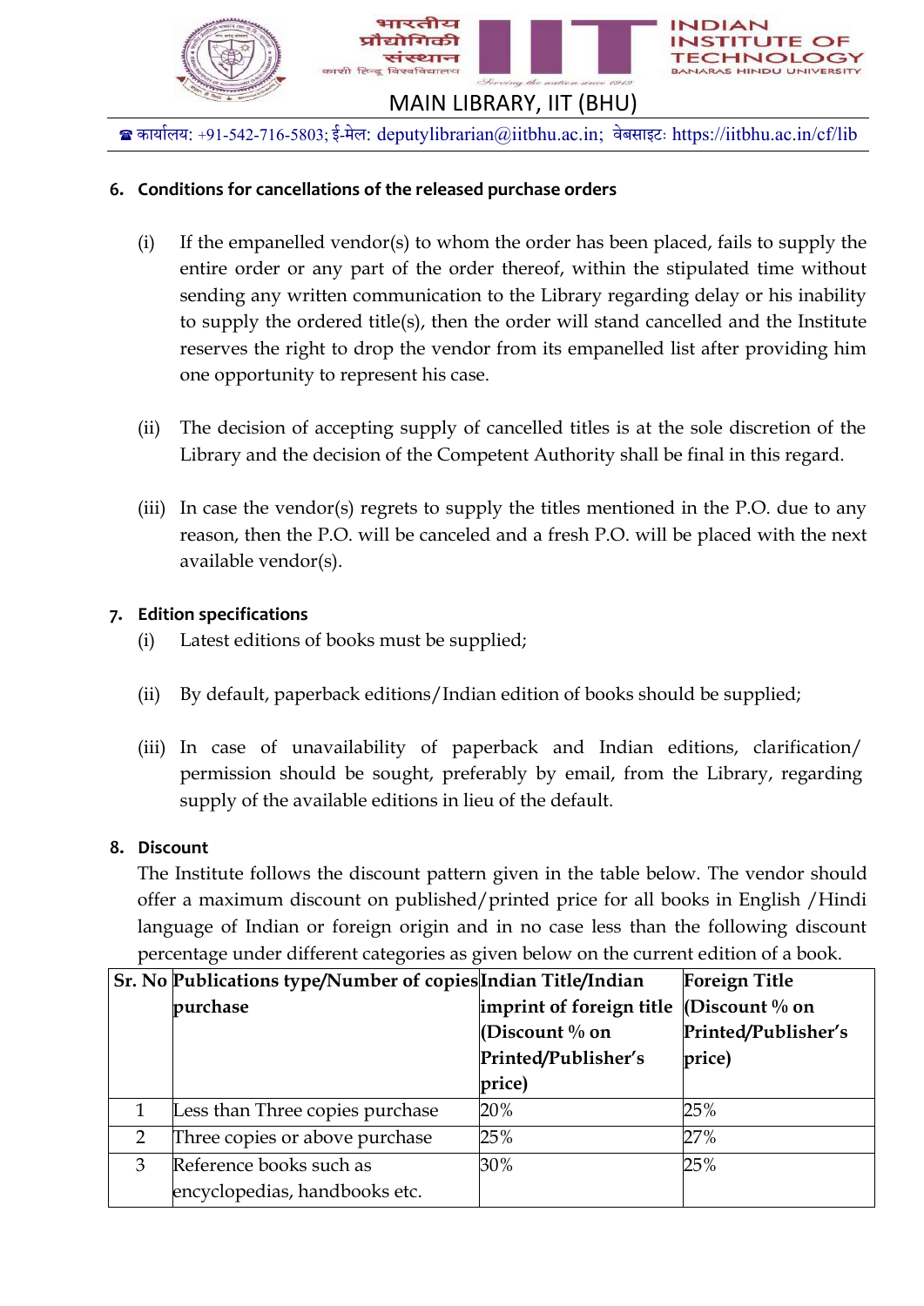**6. Conditions for cancellations of the released purchase orders**

(i) If the empanelled vendor(s) to whom the order has been placed, fails to supply the entire order or any part of the order thereof, within the stipulated time without sending any written communication to the Library regarding delay or his inability to supply the ordered title(s), then the order will stand cancelled and the Institute reserves the right to drop the vendor from its empanelled list after providing him one opportunity to represent his case.

(ii) The decision of accepting supply of cancelled titles is at the sole discretion of the Library and the decision of the Competent Authority shall be final in this regard.

(iii) In case the vendor(s) regrets to supply the titles mentioned in the P.O. due to any reason, then the P.O. will be canceled and a fresh P.O. will be placed with the next available vendor(s).

**7. Edition specifications**

(i) Latest editions of books must be supplied;

(ii) By default, paperback editions/Indian edition of books should be supplied;

(iii) In case of unavailability of paperback and Indian editions, clarification/ permission should be sought, preferably by email, from the Library, regarding supply of the available editions in lieu of the default.

**8. Discount**

The Institute follows the discount pattern given in the table below. The vendor should offer a maximum discount on published/printed price for all books in English /Hindi language of Indian or foreign origin and in no case less than the following discount percentage under different categories as given below on the current edition of a book.

| Sr. No | Publications type/Number of copies purchase | Indian Title/Indian imprint of foreign title (Discount % on Printed/Publisher's price) | Foreign Title (Discount % on Printed/Publisher's price) |
|---|---|---|---|
| 1 | Less than Three copies purchase | 20% | 25% |
| 2 | Three copies or above purchase | 25% | 27% |
| 3 | Reference books such as encyclopedias, handbooks etc. | 30% | 25% |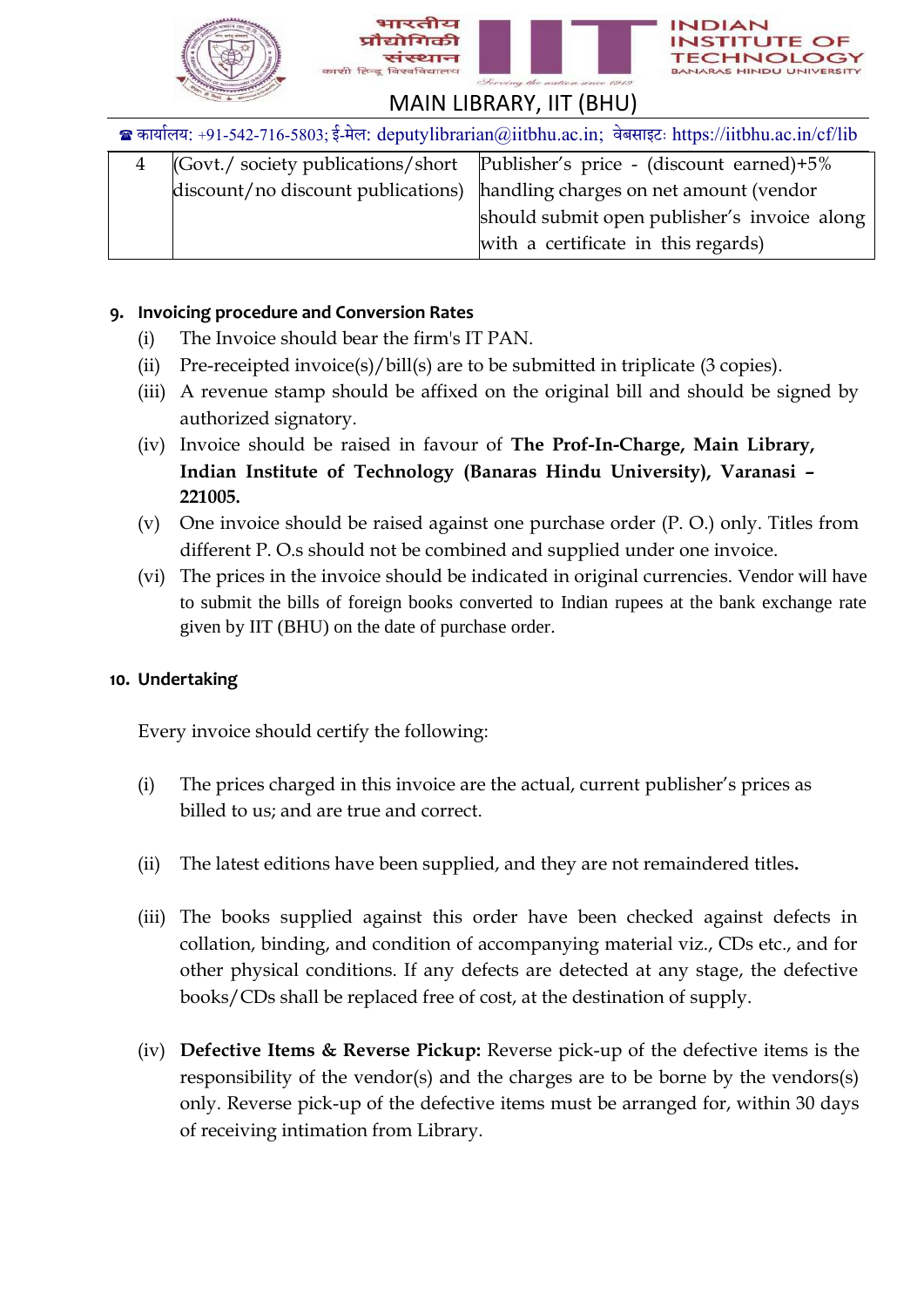| 4 | (Govt./ society publications/short discount/no discount publications) | Publisher's price - (discount earned)+5% handling charges on net amount (vendor should submit open publisher's invoice along with a certificate in this regards) |
|---|---|---|

**9. Invoicing procedure and Conversion Rates**

(i) The Invoice should bear the firm's IT PAN.

(ii) Pre-receipted invoice(s)/bill(s) are to be submitted in triplicate (3 copies).

(iii) A revenue stamp should be affixed on the original bill and should be signed by authorized signatory.

(iv) Invoice should be raised in favour of **The Prof-In-Charge, Main Library, Indian Institute of Technology (Banaras Hindu University), Varanasi – 221005.**

(v) One invoice should be raised against one purchase order (P. O.) only. Titles from different P. O.s should not be combined and supplied under one invoice.

(vi) The prices in the invoice should be indicated in original currencies. Vendor will have to submit the bills of foreign books converted to Indian rupees at the bank exchange rate given by IIT (BHU) on the date of purchase order.

**10. Undertaking**

Every invoice should certify the following:

(i) The prices charged in this invoice are the actual, current publisher's prices as billed to us; and are true and correct.

(ii) The latest editions have been supplied, and they are not remaindered titles.

(iii) The books supplied against this order have been checked against defects in collation, binding, and condition of accompanying material viz., CDs etc., and for other physical conditions. If any defects are detected at any stage, the defective books/CDs shall be replaced free of cost, at the destination of supply.

(iv) **Defective Items & Reverse Pickup:** Reverse pick-up of the defective items is the responsibility of the vendor(s) and the charges are to be borne by the vendors(s) only. Reverse pick-up of the defective items must be arranged for, within 30 days of receiving intimation from Library.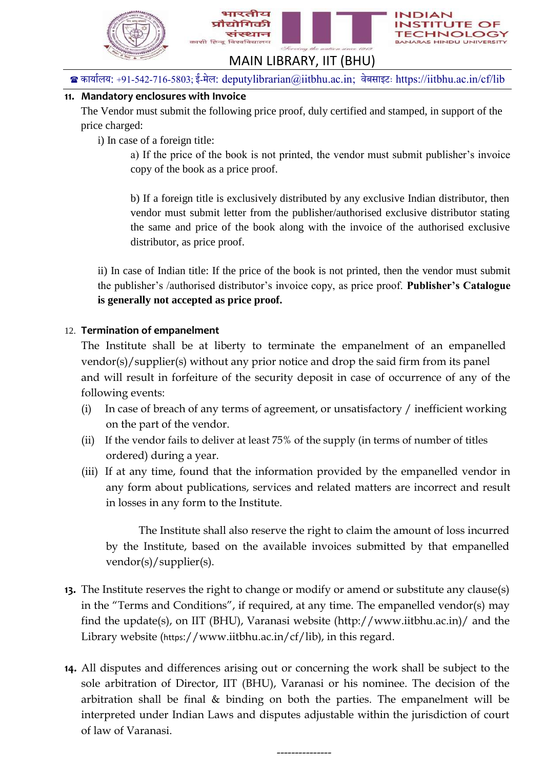**11. Mandatory enclosures with Invoice**

The Vendor must submit the following price proof, duly certified and stamped, in support of the price charged:

i) In case of a foreign title:

a) If the price of the book is not printed, the vendor must submit publisher's invoice copy of the book as a price proof.

b) If a foreign title is exclusively distributed by any exclusive Indian distributor, then vendor must submit letter from the publisher/authorised exclusive distributor stating the same and price of the book along with the invoice of the authorised exclusive distributor, as price proof.

ii) In case of Indian title: If the price of the book is not printed, then the vendor must submit the publisher's /authorised distributor's invoice copy, as price proof. **Publisher's Catalogue is generally not accepted as price proof.**

12. **Termination of empanelment**

The Institute shall be at liberty to terminate the empanelment of an empanelled vendor(s)/supplier(s) without any prior notice and drop the said firm from its panel and will result in forfeiture of the security deposit in case of occurrence of any of the following events:

(i) In case of breach of any terms of agreement, or unsatisfactory / inefficient working on the part of the vendor.

(ii) If the vendor fails to deliver at least 75% of the supply (in terms of number of titles ordered) during a year.

(iii) If at any time, found that the information provided by the empanelled vendor in any form about publications, services and related matters are incorrect and result in losses in any form to the Institute.

The Institute shall also reserve the right to claim the amount of loss incurred by the Institute, based on the available invoices submitted by that empanelled vendor(s)/supplier(s).

**13.** The Institute reserves the right to change or modify or amend or substitute any clause(s) in the "Terms and Conditions", if required, at any time. The empanelled vendor(s) may find the update(s), on IIT (BHU), Varanasi website (http://www.iitbhu.ac.in)/ and the Library website (https://www.iitbhu.ac.in/cf/lib), in this regard.

**14.** All disputes and differences arising out or concerning the work shall be subject to the sole arbitration of Director, IIT (BHU), Varanasi or his nominee. The decision of the arbitration shall be final & binding on both the parties. The empanelment will be interpreted under Indian Laws and disputes adjustable within the jurisdiction of court of law of Varanasi.

---------------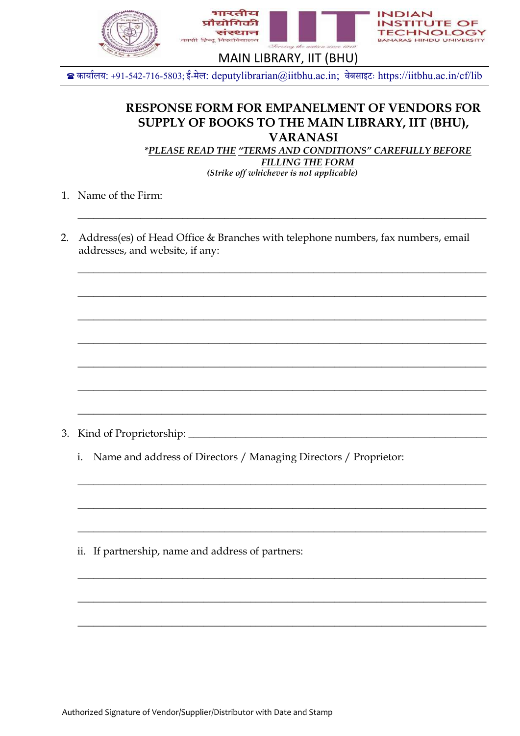भारतीय प्रौद्योगिकी संस्थान
काशी हिन्दू विश्वविद्यालय

INDIAN INSTITUTE OF TECHNOLOGY
BANARAS HINDU UNIVERSITY

MAIN LIBRARY, IIT (BHU)

☎ कार्यालय: +91-542-716-5803; ई-मेल: deputylibrarian@iitbhu.ac.in; वेबसाइट: https://iitbhu.ac.in/cf/lib

## RESPONSE FORM FOR EMPANELMENT OF VENDORS FOR SUPPLY OF BOOKS TO THE MAIN LIBRARY, IIT (BHU), VARANASI

*__*PLEASE READ THE "TERMS AND CONDITIONS" CAREFULLY BEFORE FILLING THE FORM*__*

*(Strike off whichever is not applicable)*

1. Name of the Firm:

   ______________________________________________________________

2. Address(es) of Head Office & Branches with telephone numbers, fax numbers, email addresses, and website, if any:

   ______________________________________________________________

   ______________________________________________________________

   ______________________________________________________________

   ______________________________________________________________

   ______________________________________________________________

   ______________________________________________________________

   ______________________________________________________________

3. Kind of Proprietorship: ______________________________________________

   i. Name and address of Directors / Managing Directors / Proprietor:

   ______________________________________________________________

   ______________________________________________________________

   ______________________________________________________________

   ii. If partnership, name and address of partners:

   ______________________________________________________________

   ______________________________________________________________

   ______________________________________________________________

Authorized Signature of Vendor/Supplier/Distributor with Date and Stamp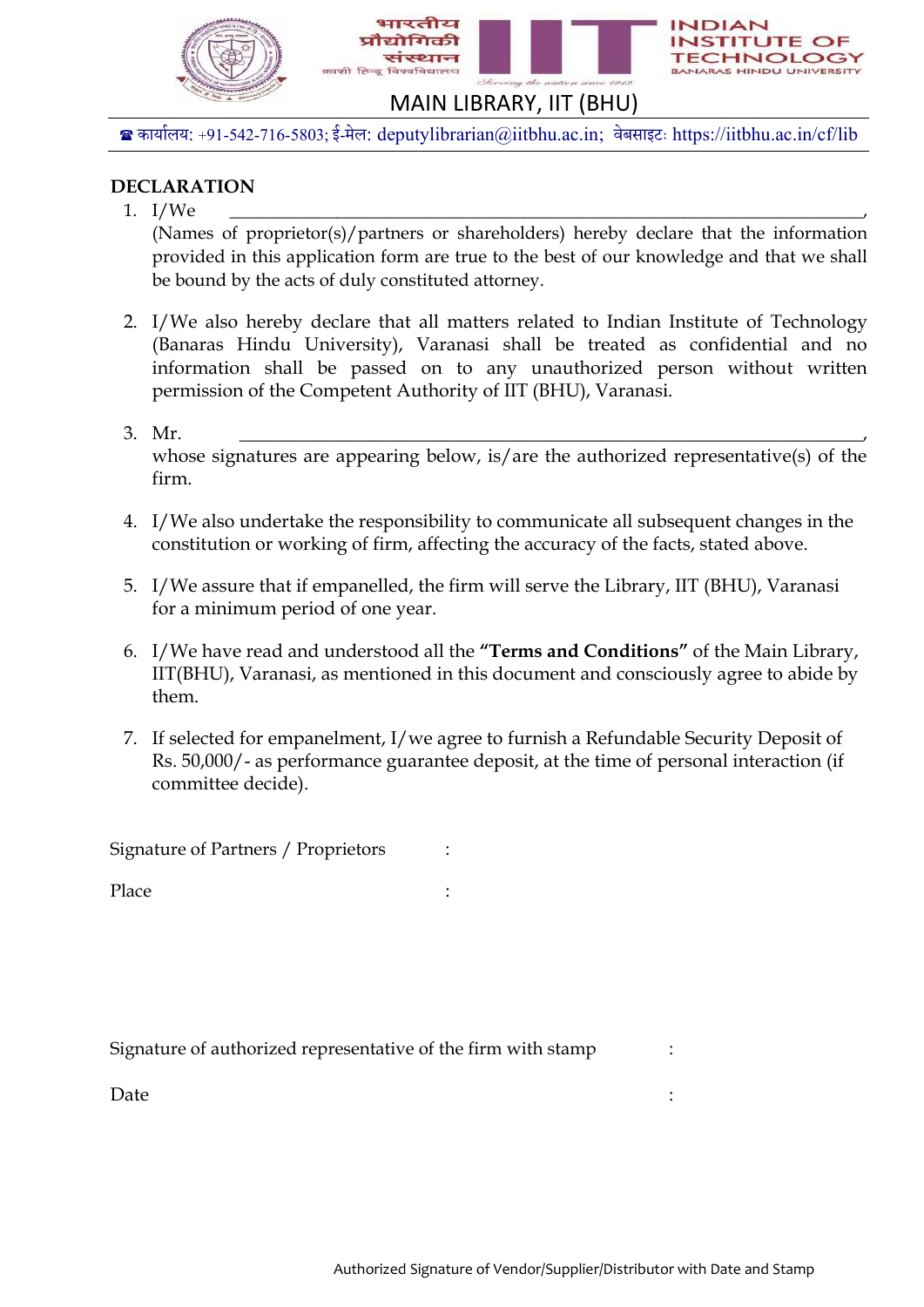भारतीय प्रौद्योगिकी संस्थान
काशी हिन्दू विश्वविद्यालय

INDIAN INSTITUTE OF TECHNOLOGY
BANARAS HINDU UNIVERSITY

MAIN LIBRARY, IIT (BHU)

☎ कार्यालय: +91-542-716-5803; ई-मेल: deputylibrarian@iitbhu.ac.in; वेबसाइट: https://iitbhu.ac.in/cf/lib

## DECLARATION

1. I/We ______________________________________________________________________, (Names of proprietor(s)/partners or shareholders) hereby declare that the information provided in this application form are true to the best of our knowledge and that we shall be bound by the acts of duly constituted attorney.

2. I/We also hereby declare that all matters related to Indian Institute of Technology (Banaras Hindu University), Varanasi shall be treated as confidential and no information shall be passed on to any unauthorized person without written permission of the Competent Authority of IIT (BHU), Varanasi.

3. Mr. ______________________________________________________________________, whose signatures are appearing below, is/are the authorized representative(s) of the firm.

4. I/We also undertake the responsibility to communicate all subsequent changes in the constitution or working of firm, affecting the accuracy of the facts, stated above.

5. I/We assure that if empanelled, the firm will serve the Library, IIT (BHU), Varanasi for a minimum period of one year.

6. I/We have read and understood all the **"Terms and Conditions"** of the Main Library, IIT(BHU), Varanasi, as mentioned in this document and consciously agree to abide by them.

7. If selected for empanelment, I/we agree to furnish a Refundable Security Deposit of Rs. 50,000/- as performance guarantee deposit, at the time of personal interaction (if committee decide).

Signature of Partners / Proprietors :

Place :

Signature of authorized representative of the firm with stamp :

Date :

Authorized Signature of Vendor/Supplier/Distributor with Date and Stamp